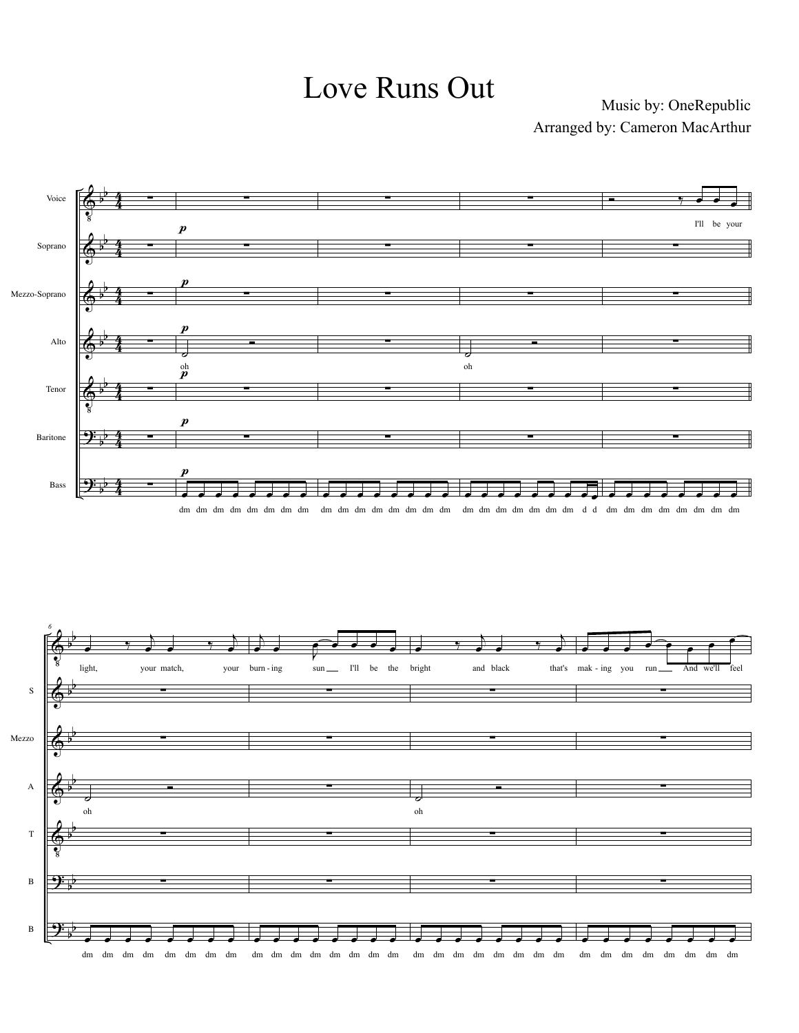# Love Runs Out

Music by: OneRepublic

Arranged by: Cameron MacArthur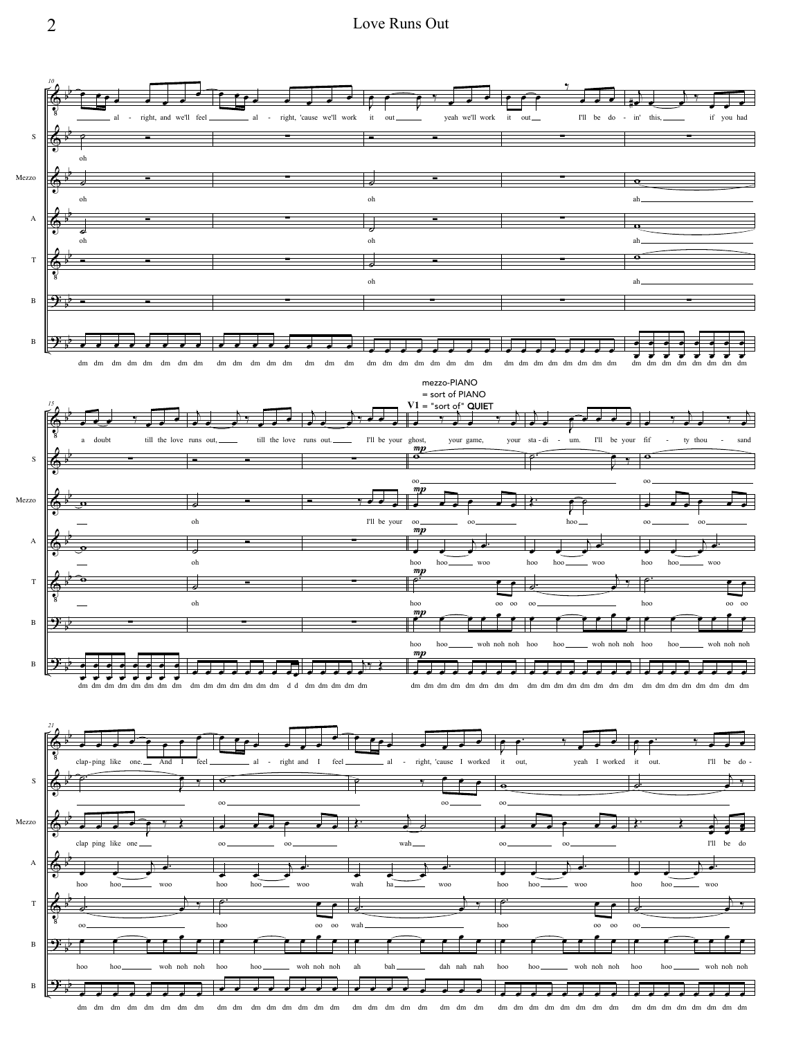mezzo-PIANO
= sort of PIANO
**V1** = "sort of" QUIET

al - right, and we'll feel al - right, 'cause we'll work it out yeah we'll work it out I'll be do - in' this, if you had a doubt till the love runs out, till the love runs out. I'll be your ghost, your game, your sta - di - um. I'll be your fif - ty thou - sand clap - ping like one. And I feel al - right and I feel al - right, 'cause I worked it out, yeah I worked it out. I'll be do -

S: oh oo oo oo oo oo

Mezzo: oh oh ah oh I'll be your oo oo hoo oo oo clap ping like one oo oo wah oo oo I'll be do

A: oh oh ah oh hoo hoo woo hoo hoo woo hoo hoo woo hoo hoo woo hoo hoo woo wah ha woo hoo hoo woo hoo hoo woo

T: oh ah oh hoo oo oo oo hoo oo oo oo hoo oo oo wah hoo oo oo oo

B: hoo hoo woh noh noh hoo hoo woh noh noh hoo hoo woh noh noh hoo hoo woh noh noh hoo hoo woh noh noh ah bah dah nah nah hoo hoo woh noh noh hoo hoo woh noh noh

B: dm dm dm dm dm dm dm dm d d dm dm dm dm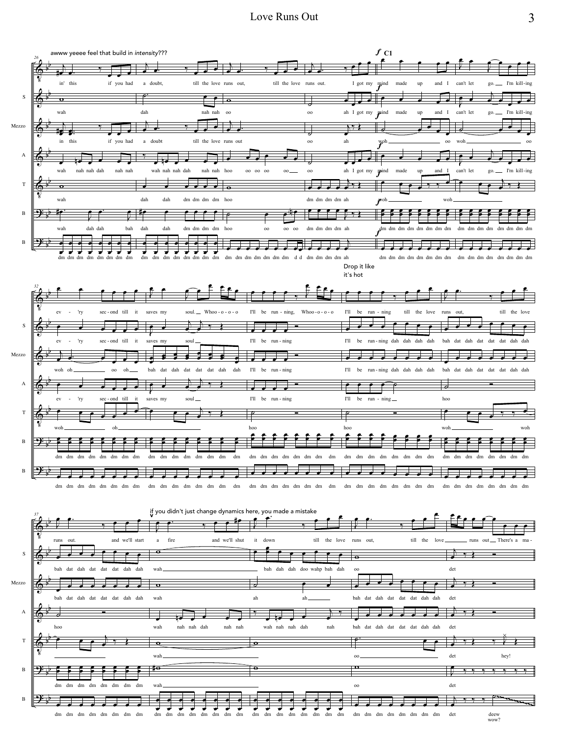awww yeeee feel that build in *intensity*???

**f C1**

Drop it like it's hot

if you didn't just change dynamics here, you made a mistake

## Measures 26–31

**(Solo):** in' this if you had a doubt, till the love runs out, till the love runs out. I got my mind made up and I can't let go. __ I'm kill-ing

**S:** wah dah nah nah oo oo ah I got my mind made up and I can't let go. __ I'm kill-ing

**Mezzo:** in this if you had a doubt till the love runs out oo ah woh __ oo woh __ oo

**A:** wah nah nah dah nah nah wah nah nah dah nah nah hoo oo oo oo oo __ oo ah I got my mind made up and I can't let go. __ I'm kill-ing

**T:** wah dah dah dm dm dm dm hoo dm dm dm dm ah woh __ woh __

**B:** wah dah dah bah dah dah dm dm dm dm hoo oo oo oo dm dm dm dm ah dm dm dm dm dm dm dm dm dm dm dm dm dm dm dm dm

**B:** dm dm dm dm dm dm dm dm dm dm dm dm dm dm dm dm dm dm dm dm dm dm dm d d dm dm dm dm ah dm dm dm dm dm dm dm dm dm dm dm dm dm dm dm dm

## Measures 32–36

**(Solo):** ev - 'ry sec - ond till it saves my soul. __ Whoo - o - o - o I'll be run - ning, Whoo - o - o - o I'll be run - ning till the love runs out, till the love

**S:** ev - 'ry sec - ond till it saves my soul __ I'll be run - ning I'll be run - ning dah dah dah dah bah dat dah dat dat dat dah dah

**Mezzo:** woh oh __ oo oh __ bah dat dah dat dat dat dah dah I'll be run - ning I'll be run - ning dah dah dah dah bah dat dah dat dat dat dah dah

**A:** ev - 'ry sec - ond till it saves my soul __ I'll be run - ning I'll be run - ning __ hoo

**T:** woh __ oh __ hoo hoo woh __ woh

**B:** dm dm dm dm dm dm dm dm dm dm dm dm dm dm dm dm dm dm dm dm dm dm dm dm dm dm dm dm dm dm dm dm dm dm dm dm dm dm dm dm

**B:** dm dm dm dm dm dm dm dm dm dm dm dm dm dm dm dm dm dm dm dm dm dm dm dm dm dm dm dm dm dm dm dm dm dm dm dm dm dm dm dm

## Measures 37–41

**(Solo):** runs out. and we'll start a fire and we'll shut it down till the love runs out, till the love __ runs out __ There's a ma -

**S:** bah dat dah dat dat dat dah dah wah __ bah dah dah doo wahp bah dah oo det

**Mezzo:** bah dat dah dat dat dat dah dah wah ah ah __ bah dat dah dat dat dat dah dah det

**A:** hoo wah nah nah dah nah nah wah nah nah dah nah bah dat dah dat dat dat dah dah det

**T:** __ wah __ oo __ det hey!

**B:** dm dm dm dm dm dm dm dm wah __ oo det

**B:** dm dm dm dm dm dm dm dm dm dm dm dm dm dm dm dm dm dm dm dm dm dm dm dm dm dm dm dm dm dm dm dm det deew wow?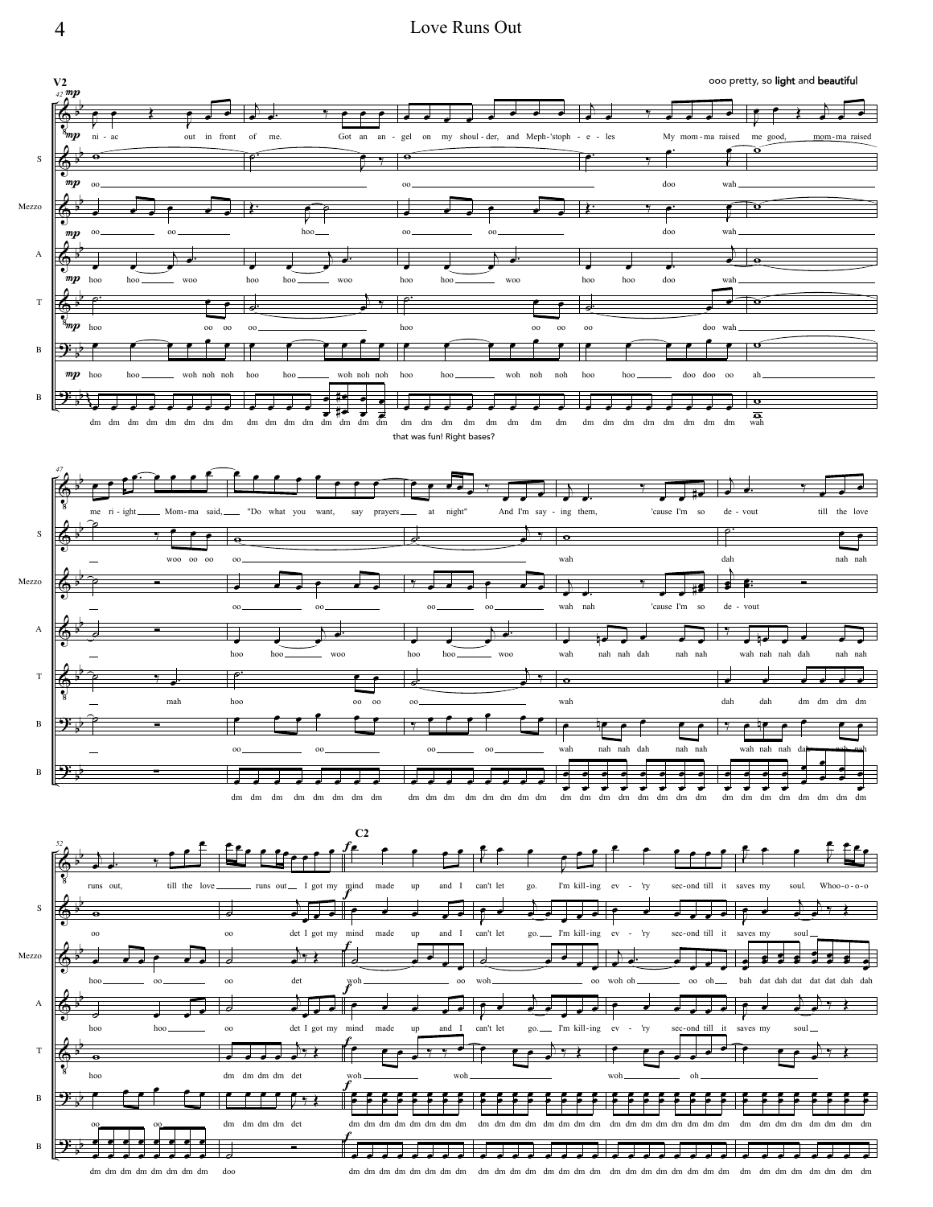**V2**

ooo pretty, so **light** and **beautiful**

ni - ac out in front of me. Got an an - gel on my shoul - der, and Meph-'stoph - e - les My mom - ma raised me good, mom - ma raised

me ri - ght Mom - ma said, "Do what you want, say prayers at night" And I'm say - ing them, 'cause I'm so de - vout till the love

runs out, till the love runs out I got my

**C2**

mind made up and I can't let go. I'm kill - ing ev - 'ry sec - ond till it saves my soul. Whoo - o - o - o

that was fun! Right bases?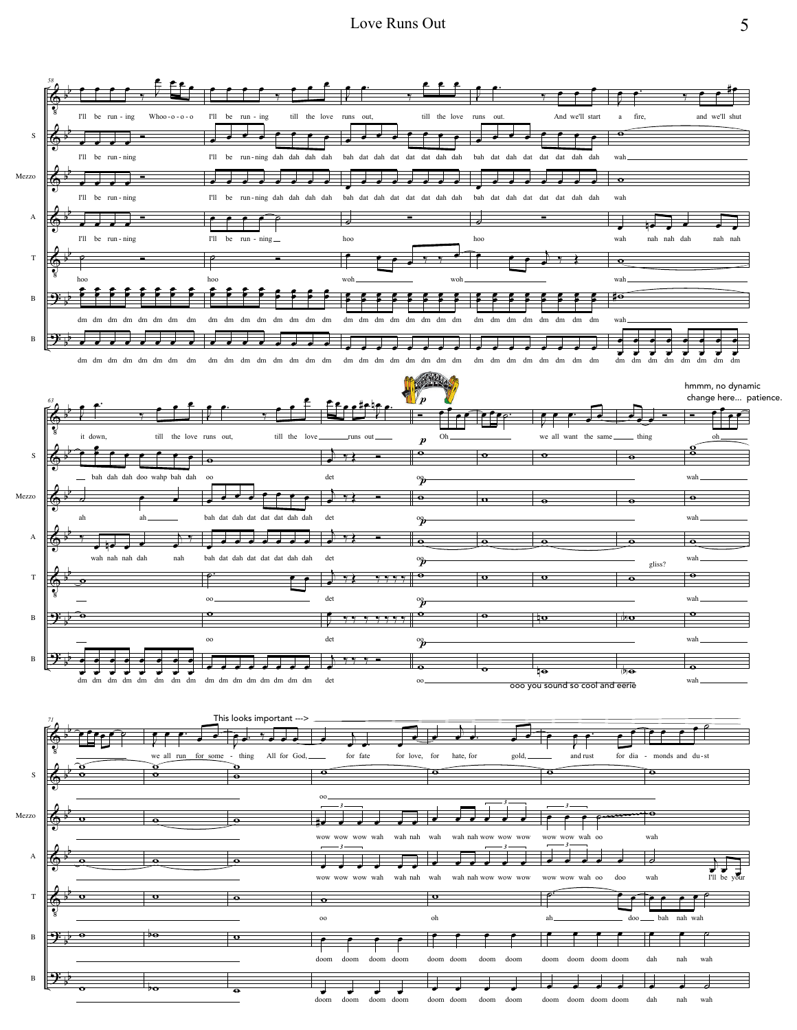I'll be run - ing Whoo - o - o - o I'll be run - ing till the love runs out, till the love runs out. And we'll start a fire, and we'll shut it down, till the love runs out, till the love runs out

I'll be run - ning I'll be run - ning dah dah dah dah bah dat dah dat dat dat dah dah bah dat dah dat dat dat dah dah wah bah dah dah doo wahp bah dah oo det oo wah

hoo woh woh wah oo det oo wah

dm dm dm dm dm dm dm dm wah dm dm dm dm dm dm dm dm det oo wah

hmmm, no dynamic change here... patience.

Oh we all want the same thing oh

gliss?

ooo you sound so cool and eerie

This looks important --->

we all run for some - thing All for God, for fate for love, for hate, for gold, and rust for dia - monds and du - st

oo

wow wow wow wah wah nah wah wah nah wow wow wow wow wow wah oo wah

wow wow wow wah wah nah wah wah nah wow wow wow wow wow wah oo doo wah I'll be your

oo oh ah doo bah nah wah

doom doom doom doom doom doom doom doom doom doom doom doom dah nah wah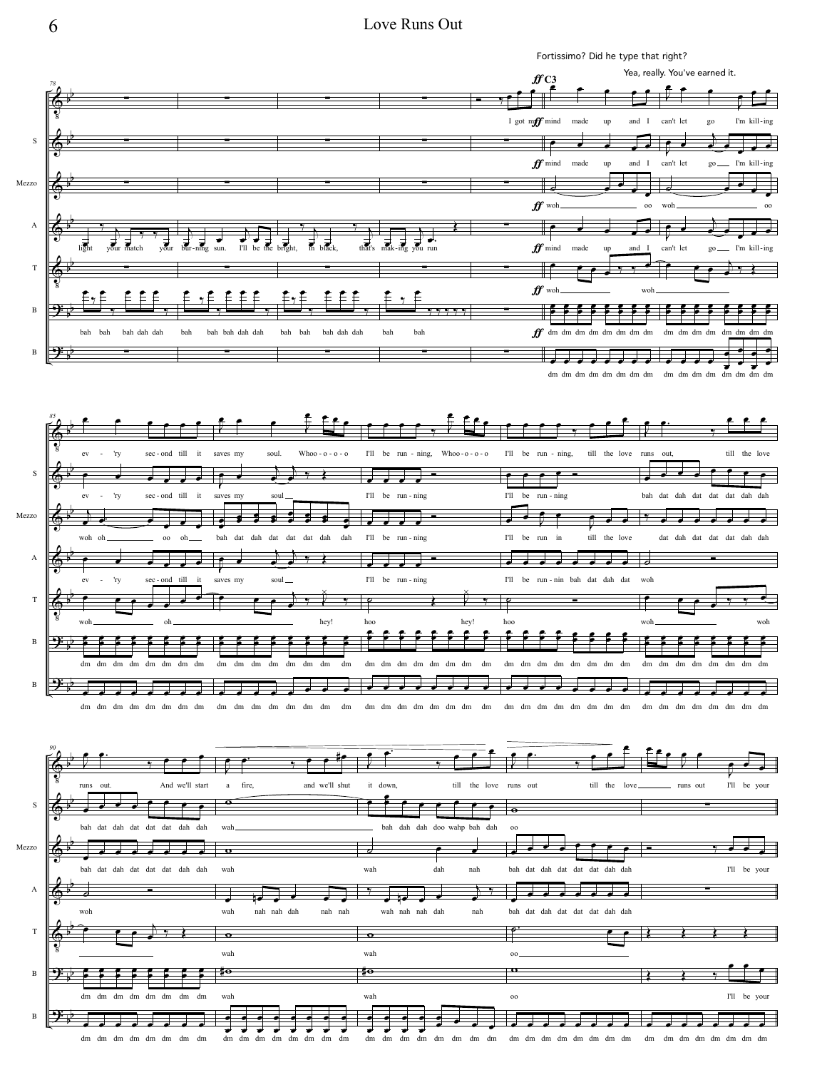# Love Runs Out

Fortissimo? Did he type that right?

Yea, really. You've earned it.